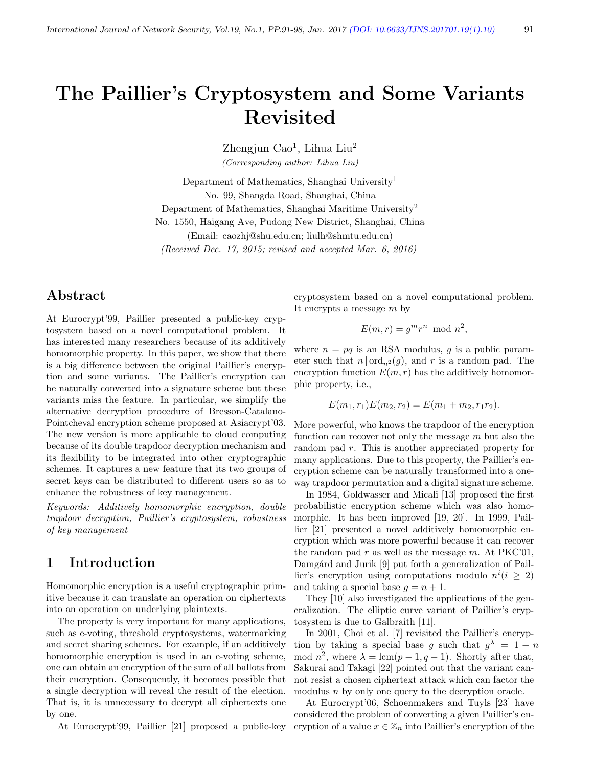# The Paillier's Cryptosystem and Some Variants Revisited

Zhengjun Cao[1], Lihua Liu[2]

*(Corresponding author: Lihua Liu)*

Department of Mathematics, Shanghai University[1]
No. 99, Shangda Road, Shanghai, China
Department of Mathematics, Shanghai Maritime University[2]
No. 1550, Haigang Ave, Pudong New District, Shanghai, China
(Email: caozhj@shu.edu.cn; liulh@shmtu.edu.cn)
*(Received Dec. 17, 2015; revised and accepted Mar. 6, 2016)*

## Abstract

At Eurocrypt'99, Paillier presented a public-key cryptosystem based on a novel computational problem. It has interested many researchers because of its additively homomorphic property. In this paper, we show that there is a big difference between the original Paillier's encryption and some variants. The Paillier's encryption can be naturally converted into a signature scheme but these variants miss the feature. In particular, we simplify the alternative decryption procedure of Bresson-Catalano-Pointcheval encryption scheme proposed at Asiacrypt'03. The new version is more applicable to cloud computing because of its double trapdoor decryption mechanism and its flexibility to be integrated into other cryptographic schemes. It captures a new feature that its two groups of secret keys can be distributed to different users so as to enhance the robustness of key management.

*Keywords: Additively homomorphic encryption, double trapdoor decryption, Paillier's cryptosystem, robustness of key management*

## 1 Introduction

Homomorphic encryption is a useful cryptographic primitive because it can translate an operation on ciphertexts into an operation on underlying plaintexts.

The property is very important for many applications, such as e-voting, threshold cryptosystems, watermarking and secret sharing schemes. For example, if an additively homomorphic encryption is used in an e-voting scheme, one can obtain an encryption of the sum of all ballots from their encryption. Consequently, it becomes possible that a single decryption will reveal the result of the election. That is, it is unnecessary to decrypt all ciphertexts one by one.

At Eurocrypt'99, Paillier [21] proposed a public-key cryptosystem based on a novel computational problem. It encrypts a message $m$ by

$$E(m, r) = g^m r^n \mod n^2,$$

where $n = pq$ is an RSA modulus, $g$ is a public parameter such that $n \,|\, \mathrm{ord}_{n^2}(g)$, and $r$ is a random pad. The encryption function $E(m, r)$ has the additively homomorphic property, i.e.,

$$E(m_1, r_1)E(m_2, r_2) = E(m_1 + m_2, r_1 r_2).$$

More powerful, who knows the trapdoor of the encryption function can recover not only the message $m$ but also the random pad $r$. This is another appreciated property for many applications. Due to this property, the Paillier's encryption scheme can be naturally transformed into a one-way trapdoor permutation and a digital signature scheme.

In 1984, Goldwasser and Micali [13] proposed the first probabilistic encryption scheme which was also homomorphic. It has been improved [19, 20]. In 1999, Paillier [21] presented a novel additively homomorphic encryption which was more powerful because it can recover the random pad $r$ as well as the message $m$. At PKC'01, Damgård and Jurik [9] put forth a generalization of Paillier's encryption using computations modulo $n^i (i \geq 2)$ and taking a special base $g = n + 1$.

They [10] also investigated the applications of the generalization. The elliptic curve variant of Paillier's cryptosystem is due to Galbraith [11].

In 2001, Choi et al. [7] revisited the Paillier's encryption by taking a special base $g$ such that $g^\lambda = 1 + n \mod n^2$, where $\lambda = \mathrm{lcm}(p-1, q-1)$. Shortly after that, Sakurai and Takagi [22] pointed out that the variant cannot resist a chosen ciphertext attack which can factor the modulus $n$ by only one query to the decryption oracle.

At Eurocrypt'06, Schoenmakers and Tuyls [23] have considered the problem of converting a given Paillier's encryption of a value $x \in \mathbb{Z}_n$ into Paillier's encryption of the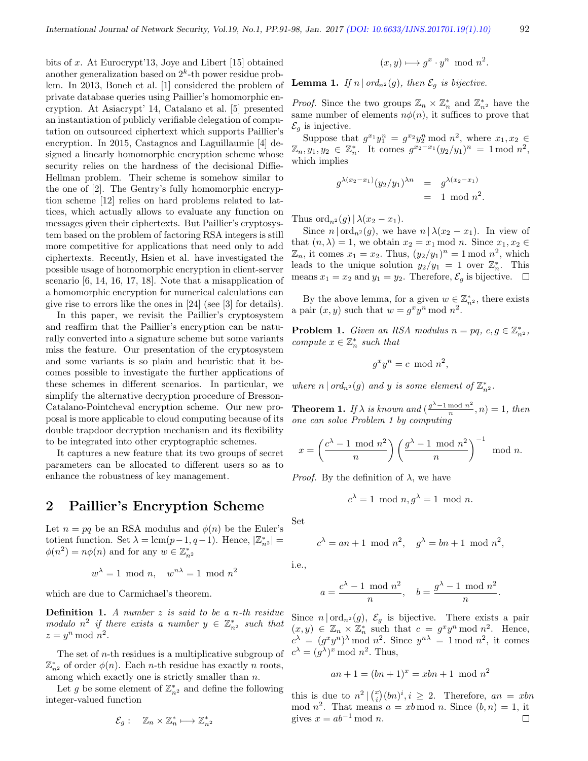bits of $x$. At Eurocrypt'13, Joye and Libert [15] obtained another generalization based on $2^k$-th power residue problem. In 2013, Boneh et al. [1] considered the problem of private database queries using Paillier's homomorphic encryption. At Asiacrypt' 14, Catalano et al. [5] presented an instantiation of publicly verifiable delegation of computation on outsourced ciphertext which supports Paillier's encryption. In 2015, Castagnos and Laguillaumie [4] designed a linearly homomorphic encryption scheme whose security relies on the hardness of the decisional Diffie-Hellman problem. Their scheme is somehow similar to the one of [2]. The Gentry's fully homomorphic encryption scheme [12] relies on hard problems related to lattices, which actually allows to evaluate any function on messages given their ciphertexts. But Paillier's cryptosystem based on the problem of factoring RSA integers is still more competitive for applications that need only to add ciphertexts. Recently, Hsien et al. have investigated the possible usage of homomorphic encryption in client-server scenario [6, 14, 16, 17, 18]. Note that a misapplication of a homomorphic encryption for numerical calculations can give rise to errors like the ones in [24] (see [3] for details).

In this paper, we revisit the Paillier's cryptosystem and reaffirm that the Paillier's encryption can be naturally converted into a signature scheme but some variants miss the feature. Our presentation of the cryptosystem and some variants is so plain and heuristic that it becomes possible to investigate the further applications of these schemes in different scenarios. In particular, we simplify the alternative decryption procedure of Bresson-Catalano-Pointcheval encryption scheme. Our new proposal is more applicable to cloud computing because of its double trapdoor decryption mechanism and its flexibility to be integrated into other cryptographic schemes.

It captures a new feature that its two groups of secret parameters can be allocated to different users so as to enhance the robustness of key management.

## 2 Paillier's Encryption Scheme

Let $n = pq$ be an RSA modulus and $\phi(n)$ be the Euler's totient function. Set $\lambda = \mathrm{lcm}(p-1, q-1)$. Hence, $|\mathbb{Z}_{n^2}^*| = \phi(n^2) = n\phi(n)$ and for any $w \in \mathbb{Z}_{n^2}^*$

$$w^\lambda = 1 \mod n, \quad w^{n\lambda} = 1 \mod n^2$$

which are due to Carmichael's theorem.

**Definition 1.** *A number $z$ is said to be a $n$-th residue modulo $n^2$ if there exists a number $y \in \mathbb{Z}_{n^2}^*$ such that $z = y^n \bmod n^2$.*

The set of $n$-th residues is a multiplicative subgroup of $\mathbb{Z}_{n^2}^*$ of order $\phi(n)$. Each $n$-th residue has exactly $n$ roots, among which exactly one is strictly smaller than $n$.

Let $g$ be some element of $\mathbb{Z}_{n^2}^*$ and define the following integer-valued function

$$\mathcal{E}_g : \quad \mathbb{Z}_n \times \mathbb{Z}_n^* \longmapsto \mathbb{Z}_{n^2}^*$$

$$(x, y) \longmapsto g^x \cdot y^n \mod n^2.$$

**Lemma 1.** *If $n \,|\, ord_{n^2}(g)$, then $\mathcal{E}_g$ is bijective.*

*Proof.* Since the two groups $\mathbb{Z}_n \times \mathbb{Z}_n^*$ and $\mathbb{Z}_{n^2}^*$ have the same number of elements $n\phi(n)$, it suffices to prove that $\mathcal{E}_g$ is injective.

Suppose that $g^{x_1} y_1^n = g^{x_2} y_2^n \bmod n^2$, where $x_1, x_2 \in \mathbb{Z}_n, y_1, y_2 \in \mathbb{Z}_n^*$. It comes $g^{x_2 - x_1}(y_2/y_1)^n = 1 \bmod n^2$, which implies

$$\begin{aligned} g^{\lambda(x_2-x_1)}(y_2/y_1)^{\lambda n} &= g^{\lambda(x_2-x_1)} \\ &= 1 \mod n^2. \end{aligned}$$

Thus $\mathrm{ord}_{n^2}(g) \,|\, \lambda(x_2 - x_1)$.

Since $n \,|\, \mathrm{ord}_{n^2}(g)$, we have $n \,|\, \lambda(x_2 - x_1)$. In view of that $(n, \lambda) = 1$, we obtain $x_2 = x_1 \bmod n$. Since $x_1, x_2 \in \mathbb{Z}_n$, it comes $x_1 = x_2$. Thus, $(y_2/y_1)^n = 1 \bmod n^2$, which leads to the unique solution $y_2/y_1 = 1$ over $\mathbb{Z}_n^*$. This means $x_1 = x_2$ and $y_1 = y_2$. Therefore, $\mathcal{E}_g$ is bijective. □

By the above lemma, for a given $w \in \mathbb{Z}_{n^2}^*$, there exists a pair $(x, y)$ such that $w = g^x y^n \bmod n^2$.

**Problem 1.** *Given an RSA modulus $n = pq$, $c, g \in \mathbb{Z}_{n^2}^*$, compute $x \in \mathbb{Z}_n^*$ such that*

$$g^x y^n = c \mod n^2,$$

*where $n \,|\, ord_{n^2}(g)$ and $y$ is some element of $\mathbb{Z}_{n^2}^*$.*

**Theorem 1.** *If $\lambda$ is known and $(\frac{g^\lambda - 1 \bmod n^2}{n}, n) = 1$, then one can solve Problem 1 by computing*

$$x = \left(\frac{c^\lambda - 1 \mod n^2}{n}\right)\left(\frac{g^\lambda - 1 \mod n^2}{n}\right)^{-1} \mod n.$$

*Proof.* By the definition of $\lambda$, we have

$$c^\lambda = 1 \mod n, g^\lambda = 1 \mod n.$$

Set

$$c^\lambda = an + 1 \mod n^2, \quad g^\lambda = bn + 1 \mod n^2,$$

i.e.,

$$a = \frac{c^\lambda - 1 \mod n^2}{n}, \quad b = \frac{g^\lambda - 1 \mod n^2}{n}.$$

Since $n \,|\, \mathrm{ord}_{n^2}(g)$, $\mathcal{E}_g$ is bijective. There exists a pair $(x, y) \in \mathbb{Z}_n \times \mathbb{Z}_n^*$ such that $c = g^x y^n \bmod n^2$. Hence, $c^\lambda = (g^x y^n)^\lambda \bmod n^2$. Since $y^{n\lambda} = 1 \bmod n^2$, it comes $c^\lambda = (g^\lambda)^x \bmod n^2$. Thus,

$$an + 1 = (bn + 1)^x = xbn + 1 \mod n^2$$

this is due to $n^2 \,|\, \binom{x}{i}(bn)^i, i \geq 2$. Therefore, $an = xbn \bmod n^2$. That means $a = xb \bmod n$. Since $(b, n) = 1$, it gives $x = ab^{-1} \bmod n$. □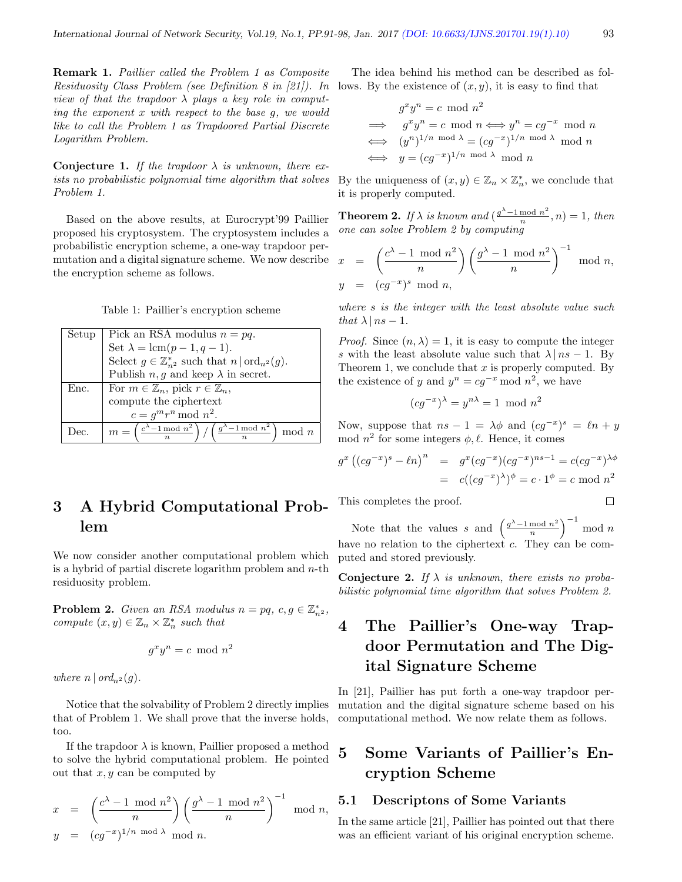**Remark 1.** *Paillier called the Problem 1 as Composite Residuosity Class Problem (see Definition 8 in [21]). In view of that the trapdoor $\lambda$ plays a key role in computing the exponent $x$ with respect to the base $g$, we would like to call the Problem 1 as Trapdoored Partial Discrete Logarithm Problem.*

**Conjecture 1.** *If the trapdoor $\lambda$ is unknown, there exists no probabilistic polynomial time algorithm that solves Problem 1.*

Based on the above results, at Eurocrypt'99 Paillier proposed his cryptosystem. The cryptosystem includes a probabilistic encryption scheme, a one-way trapdoor permutation and a digital signature scheme. We now describe the encryption scheme as follows.

Table 1: Paillier's encryption scheme

| | |
|---|---|
| Setup | Pick an RSA modulus $n = pq$. Set $\lambda = \text{lcm}(p-1, q-1)$. Select $g \in \mathbb{Z}_{n^2}^*$ such that $n \,|\, \text{ord}_{n^2}(g)$. Publish $n, g$ and keep $\lambda$ in secret. |
| Enc. | For $m \in \mathbb{Z}_n$, pick $r \in \mathbb{Z}_n$, compute the ciphertext $c = g^m r^n \bmod n^2$. |
| Dec. | $m = \left(\frac{c^\lambda - 1 \bmod n^2}{n}\right) / \left(\frac{g^\lambda - 1 \bmod n^2}{n}\right) \bmod n$ |

## 3 A Hybrid Computational Problem

We now consider another computational problem which is a hybrid of partial discrete logarithm problem and $n$-th residuosity problem.

**Problem 2.** *Given an RSA modulus $n = pq$, $c, g \in \mathbb{Z}_{n^2}^*$, compute $(x, y) \in \mathbb{Z}_n \times \mathbb{Z}_n^*$ such that*

$$g^x y^n = c \mod n^2$$

*where $n \,|\, ord_{n^2}(g)$.*

Notice that the solvability of Problem 2 directly implies that of Problem 1. We shall prove that the inverse holds, too.

If the trapdoor $\lambda$ is known, Paillier proposed a method to solve the hybrid computational problem. He pointed out that $x, y$ can be computed by

$$\begin{aligned} x &= \left(\frac{c^\lambda - 1 \mod n^2}{n}\right)\left(\frac{g^\lambda - 1 \mod n^2}{n}\right)^{-1} \mod n, \\ y &= (cg^{-x})^{1/n \bmod \lambda} \mod n. \end{aligned}$$

The idea behind his method can be described as follows. By the existence of $(x, y)$, it is easy to find that

$$\begin{aligned} & g^x y^n = c \mod n^2 \\ \Longrightarrow \quad & g^x y^n = c \mod n \Longleftrightarrow y^n = cg^{-x} \mod n \\ \Longleftrightarrow \quad & (y^n)^{1/n \bmod \lambda} = (cg^{-x})^{1/n \bmod \lambda} \mod n \\ \Longleftrightarrow \quad & y = (cg^{-x})^{1/n \bmod \lambda} \mod n \end{aligned}$$

By the uniqueness of $(x, y) \in \mathbb{Z}_n \times \mathbb{Z}_n^*$, we conclude that it is properly computed.

**Theorem 2.** *If $\lambda$ is known and $(\frac{g^\lambda - 1 \bmod n^2}{n}, n) = 1$, then one can solve Problem 2 by computing*

$$\begin{aligned} x &= \left(\frac{c^\lambda - 1 \mod n^2}{n}\right)\left(\frac{g^\lambda - 1 \mod n^2}{n}\right)^{-1} \mod n, \\ y &= (cg^{-x})^s \mod n, \end{aligned}$$

*where $s$ is the integer with the least absolute value such that $\lambda \,|\, ns - 1$.*

*Proof.* Since $(n, \lambda) = 1$, it is easy to compute the integer $s$ with the least absolute value such that $\lambda \,|\, ns - 1$. By Theorem 1, we conclude that $x$ is properly computed. By the existence of $y$ and $y^n = cg^{-x} \bmod n^2$, we have

$$(cg^{-x})^\lambda = y^{n\lambda} = 1 \mod n^2$$

Now, suppose that $ns - 1 = \lambda\phi$ and $(cg^{-x})^s = \ell n + y \bmod n^2$ for some integers $\phi, \ell$. Hence, it comes

$$\begin{aligned} g^x\left((cg^{-x})^s - \ell n\right)^n &= g^x (cg^{-x})(cg^{-x})^{ns-1} = c(cg^{-x})^{\lambda\phi} \\ &= c((cg^{-x})^\lambda)^\phi = c \cdot 1^\phi = c \mod n^2 \end{aligned}$$

This completes the proof. $\square$

Note that the values $s$ and $\left(\frac{g^\lambda - 1 \bmod n^2}{n}\right)^{-1} \bmod n$ have no relation to the ciphertext $c$. They can be computed and stored previously.

**Conjecture 2.** *If $\lambda$ is unknown, there exists no probabilistic polynomial time algorithm that solves Problem 2.*

## 4 The Paillier's One-way Trapdoor Permutation and The Digital Signature Scheme

In [21], Paillier has put forth a one-way trapdoor permutation and the digital signature scheme based on his computational method. We now relate them as follows.

## 5 Some Variants of Paillier's Encryption Scheme

### 5.1 Descriptons of Some Variants

In the same article [21], Paillier has pointed out that there was an efficient variant of his original encryption scheme.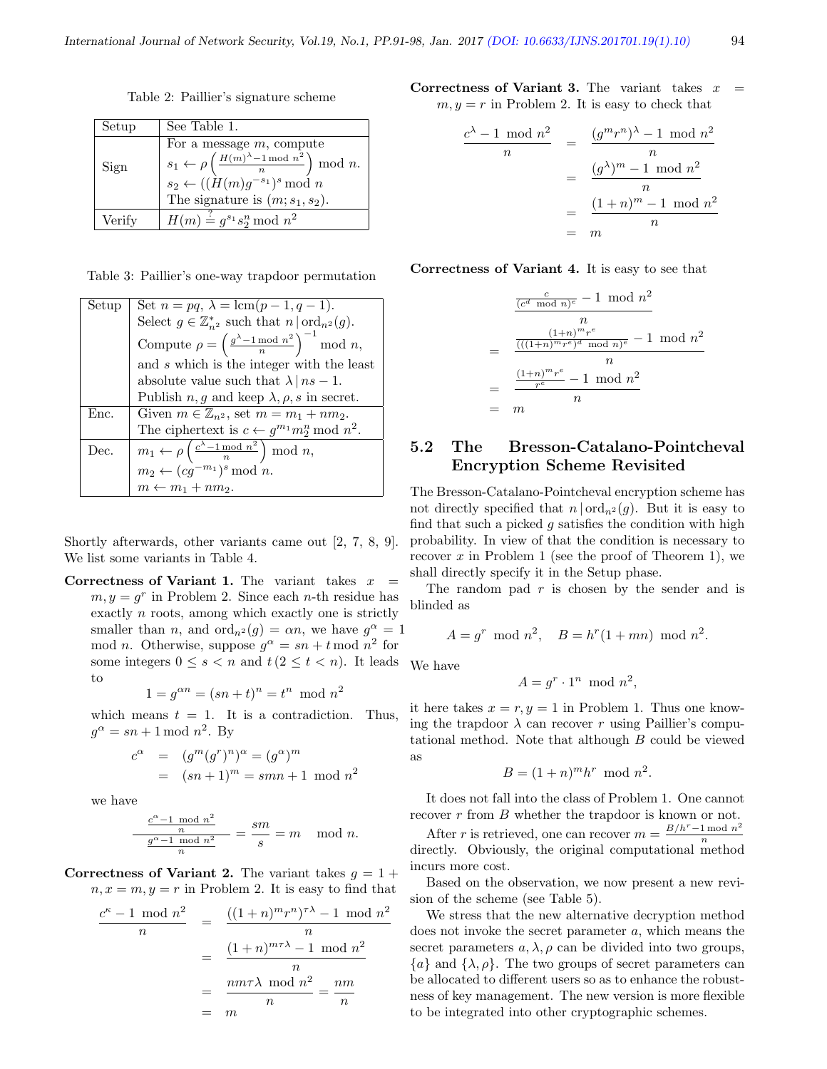Table 2: Paillier's signature scheme

| Setup | See Table 1. |
|---|---|
| Sign | For a message $m$, compute $s_1 \leftarrow \rho\left(\frac{H(m)^{\lambda}-1 \bmod n^2}{n}\right) \bmod n$. $s_2 \leftarrow ((H(m)g^{-s_1})^s \bmod n$ The signature is $(m; s_1, s_2)$. |
| Verify | $H(m) \stackrel{?}{=} g^{s_1} s_2^n \bmod n^2$ |

Table 3: Paillier's one-way trapdoor permutation

| Setup | Set $n = pq$, $\lambda = \text{lcm}(p-1, q-1)$. Select $g \in \mathbb{Z}_{n^2}^*$ such that $n \mid \text{ord}_{n^2}(g)$. Compute $\rho = \left(\frac{g^{\lambda}-1 \bmod n^2}{n}\right)^{-1} \bmod n$, and $s$ which is the integer with the least absolute value such that $\lambda \mid ns - 1$. Publish $n, g$ and keep $\lambda, \rho, s$ in secret. |
|---|---|
| Enc. | Given $m \in \mathbb{Z}_{n^2}$, set $m = m_1 + nm_2$. The ciphertext is $c \leftarrow g^{m_1} m_2^n \bmod n^2$. |
| Dec. | $m_1 \leftarrow \rho\left(\frac{c^{\lambda}-1 \bmod n^2}{n}\right) \bmod n$, $m_2 \leftarrow (cg^{-m_1})^s \bmod n$. $m \leftarrow m_1 + nm_2$. |

Shortly afterwards, other variants came out [2, 7, 8, 9]. We list some variants in Table 4.

**Correctness of Variant 1.** The variant takes $x = m, y = g^r$ in Problem 2. Since each $n$-th residue has exactly $n$ roots, among which exactly one is strictly smaller than $n$, and $\text{ord}_{n^2}(g) = \alpha n$, we have $g^{\alpha} = 1 \bmod n$. Otherwise, suppose $g^{\alpha} = sn + t \bmod n^2$ for some integers $0 \le s < n$ and $t\,(2 \le t < n)$. It leads to

$$1 = g^{\alpha n} = (sn + t)^n = t^n \mod n^2$$

which means $t = 1$. It is a contradiction. Thus, $g^{\alpha} = sn + 1 \bmod n^2$. By

$$\begin{aligned} c^{\alpha} &= (g^m (g^r)^n)^{\alpha} = (g^{\alpha})^m \\ &= (sn+1)^m = smn + 1 \mod n^2 \end{aligned}$$

we have

$$\frac{\frac{c^{\alpha}-1 \mod n^2}{n}}{\frac{g^{\alpha}-1 \mod n^2}{n}} = \frac{sm}{s} = m \mod n.$$

**Correctness of Variant 2.** The variant takes $g = 1 + n, x = m, y = r$ in Problem 2. It is easy to find that

$$\begin{aligned} \frac{c^{\kappa} - 1 \mod n^2}{n} &= \frac{((1+n)^m r^n)^{\tau\lambda} - 1 \mod n^2}{n} \\ &= \frac{(1+n)^{m\tau\lambda} - 1 \mod n^2}{n} \\ &= \frac{nm\tau\lambda \mod n^2}{n} = \frac{nm}{n} \\ &= m \end{aligned}$$

**Correctness of Variant 3.** The variant takes $x = m, y = r$ in Problem 2. It is easy to check that

$$\begin{aligned} \frac{c^{\lambda} - 1 \mod n^2}{n} &= \frac{(g^m r^n)^{\lambda} - 1 \mod n^2}{n} \\ &= \frac{(g^{\lambda})^m - 1 \mod n^2}{n} \\ &= \frac{(1+n)^m - 1 \mod n^2}{n} \\ &= m \end{aligned}$$

**Correctness of Variant 4.** It is easy to see that

$$\begin{aligned} &\frac{\frac{c}{(c^d \mod n)^e} - 1 \mod n^2}{n} \\ =\ &\frac{\frac{(1+n)^m r^e}{(((1+n)^m r^e)^d \mod n)^e} - 1 \mod n^2}{n} \\ =\ &\frac{\frac{(1+n)^m r^e}{r^e} - 1 \mod n^2}{n} \\ =\ &m \end{aligned}$$

## 5.2 The Bresson-Catalano-Pointcheval Encryption Scheme Revisited

The Bresson-Catalano-Pointcheval encryption scheme has not directly specified that $n \mid \text{ord}_{n^2}(g)$. But it is easy to find that such a picked $g$ satisfies the condition with high probability. In view of that the condition is necessary to recover $x$ in Problem 1 (see the proof of Theorem 1), we shall directly specify it in the Setup phase.

The random pad $r$ is chosen by the sender and is blinded as

$$A = g^r \mod n^2, \quad B = h^r(1 + mn) \mod n^2.$$

We have

$$A = g^r \cdot 1^n \mod n^2,$$

it here takes $x = r, y = 1$ in Problem 1. Thus one knowing the trapdoor $\lambda$ can recover $r$ using Paillier's computational method. Note that although $B$ could be viewed as

$$B = (1+n)^m h^r \mod n^2.$$

It does not fall into the class of Problem 1. One cannot recover $r$ from $B$ whether the trapdoor is known or not.

After $r$ is retrieved, one can recover $m = \frac{B/h^r - 1 \bmod n^2}{n}$ directly. Obviously, the original computational method incurs more cost.

Based on the observation, we now present a new revision of the scheme (see Table 5).

We stress that the new alternative decryption method does not invoke the secret parameter $a$, which means the secret parameters $a, \lambda, \rho$ can be divided into two groups, $\{a\}$ and $\{\lambda, \rho\}$. The two groups of secret parameters can be allocated to different users so as to enhance the robustness of key management. The new version is more flexible to be integrated into other cryptographic schemes.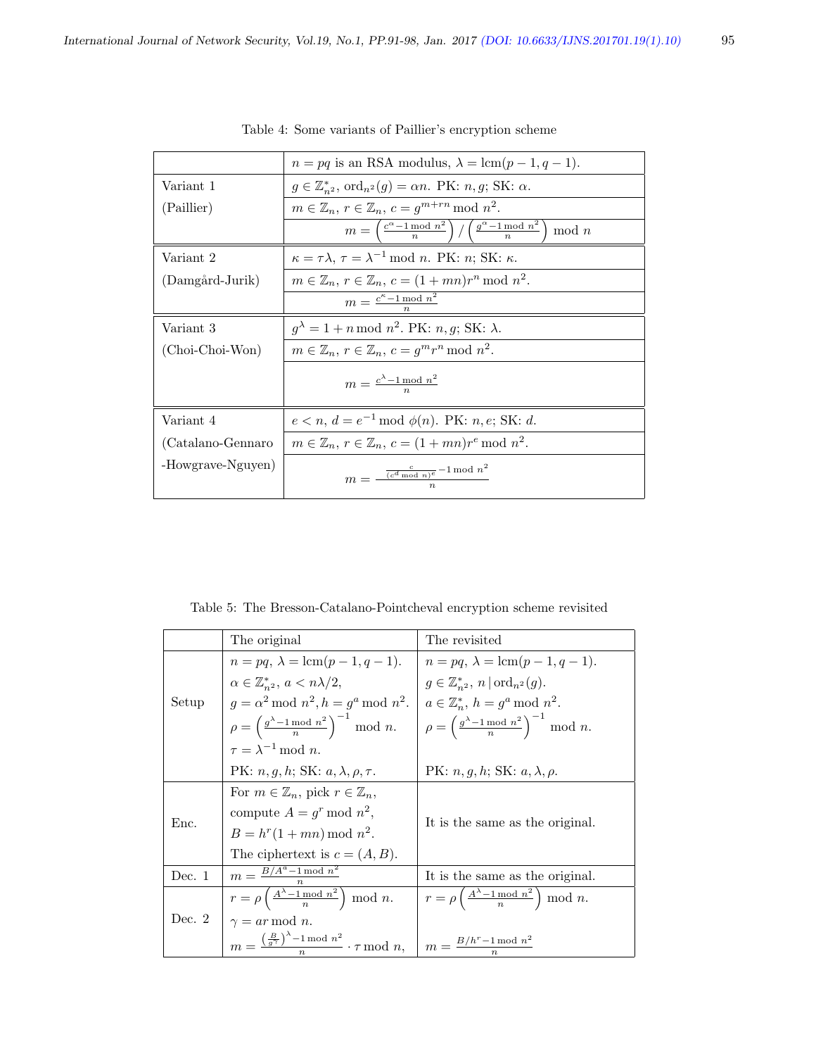Table 4: Some variants of Paillier's encryption scheme

| | $n = pq$ is an RSA modulus, $\lambda = \mathrm{lcm}(p-1, q-1)$. |
|---|---|
| Variant 1 | $g \in \mathbb{Z}_{n^2}^*$, $\mathrm{ord}_{n^2}(g) = \alpha n$. PK: $n, g$; SK: $\alpha$. |
| (Paillier) | $m \in \mathbb{Z}_n$, $r \in \mathbb{Z}_n$, $c = g^{m+rn} \bmod n^2$. |
| | $m = \left(\frac{c^\alpha - 1 \bmod n^2}{n}\right) / \left(\frac{g^\alpha - 1 \bmod n^2}{n}\right) \bmod n$ |
| Variant 2 | $\kappa = \tau\lambda$, $\tau = \lambda^{-1} \bmod n$. PK: $n$; SK: $\kappa$. |
| (Damgård-Jurik) | $m \in \mathbb{Z}_n$, $r \in \mathbb{Z}_n$, $c = (1+mn)r^n \bmod n^2$. |
| | $m = \frac{c^\kappa - 1 \bmod n^2}{n}$ |
| Variant 3 | $g^\lambda = 1 + n \bmod n^2$. PK: $n, g$; SK: $\lambda$. |
| (Choi-Choi-Won) | $m \in \mathbb{Z}_n$, $r \in \mathbb{Z}_n$, $c = g^m r^n \bmod n^2$. |
| | $m = \frac{c^\lambda - 1 \bmod n^2}{n}$ |
| Variant 4 | $e < n$, $d = e^{-1} \bmod \phi(n)$. PK: $n, e$; SK: $d$. |
| (Catalano-Gennaro | $m \in \mathbb{Z}_n$, $r \in \mathbb{Z}_n$, $c = (1+mn)r^e \bmod n^2$. |
| -Howgrave-Nguyen) | $m = \frac{\frac{c}{(c^d \bmod n)^e} - 1 \bmod n^2}{n}$ |

Table 5: The Bresson-Catalano-Pointcheval encryption scheme revisited

| | The original | The revisited |
|---|---|---|
| Setup | $n = pq$, $\lambda = \mathrm{lcm}(p-1, q-1)$.<br>$\alpha \in \mathbb{Z}_{n^2}^*$, $a < n\lambda/2$,<br>$g = \alpha^2 \bmod n^2, h = g^a \bmod n^2$.<br>$\rho = \left(\frac{g^\lambda - 1 \bmod n^2}{n}\right)^{-1} \bmod n$.<br>$\tau = \lambda^{-1} \bmod n$.<br>PK: $n, g, h$; SK: $a, \lambda, \rho, \tau$. | $n = pq$, $\lambda = \mathrm{lcm}(p-1, q-1)$.<br>$g \in \mathbb{Z}_{n^2}^*$, $n \mid \mathrm{ord}_{n^2}(g)$.<br>$a \in \mathbb{Z}_n^*$, $h = g^a \bmod n^2$.<br>$\rho = \left(\frac{g^\lambda - 1 \bmod n^2}{n}\right)^{-1} \bmod n$.<br><br>PK: $n, g, h$; SK: $a, \lambda, \rho$. |
| Enc. | For $m \in \mathbb{Z}_n$, pick $r \in \mathbb{Z}_n$,<br>compute $A = g^r \bmod n^2$,<br>$B = h^r(1+mn) \bmod n^2$.<br>The ciphertext is $c = (A, B)$. | It is the same as the original. |
| Dec. 1 | $m = \frac{B/A^a - 1 \bmod n^2}{n}$ | It is the same as the original. |
| Dec. 2 | $r = \rho\left(\frac{A^\lambda - 1 \bmod n^2}{n}\right) \bmod n$.<br>$\gamma = ar \bmod n$.<br>$m = \frac{\left(\frac{B}{g^\gamma}\right)^\lambda - 1 \bmod n^2}{n} \cdot \tau \bmod n$, | $r = \rho\left(\frac{A^\lambda - 1 \bmod n^2}{n}\right) \bmod n$.<br><br>$m = \frac{B/h^r - 1 \bmod n^2}{n}$ |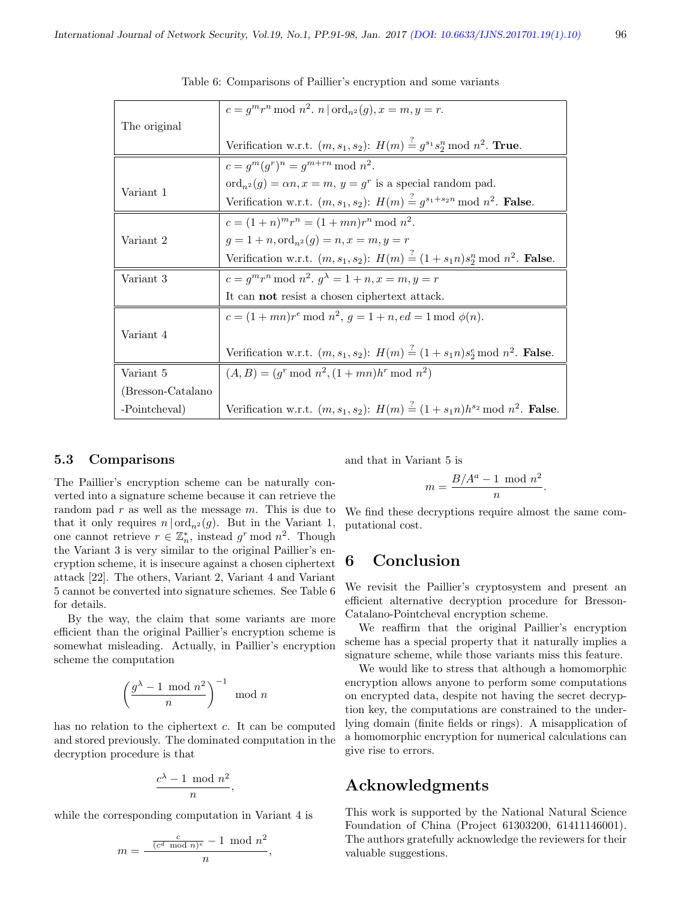Table 6: Comparisons of Paillier's encryption and some variants

| | |
|---|---|
| The original | $c = g^m r^n \bmod n^2$. $n \mid \text{ord}_{n^2}(g), x = m, y = r$. <br> Verification w.r.t. $(m, s_1, s_2)$: $H(m) \stackrel{?}{=} g^{s_1} s_2^n \bmod n^2$. **True**. |
| Variant 1 | $c = g^m (g^r)^n = g^{m+rn} \bmod n^2$. <br> $\text{ord}_{n^2}(g) = \alpha n, x = m$, $y = g^r$ is a special random pad. <br> Verification w.r.t. $(m, s_1, s_2)$: $H(m) \stackrel{?}{=} g^{s_1 + s_2 n} \bmod n^2$. **False**. |
| Variant 2 | $c = (1+n)^m r^n = (1+mn) r^n \bmod n^2$. <br> $g = 1+n, \text{ord}_{n^2}(g) = n, x = m, y = r$ <br> Verification w.r.t. $(m, s_1, s_2)$: $H(m) \stackrel{?}{=} (1 + s_1 n) s_2^n \bmod n^2$. **False**. |
| Variant 3 | $c = g^m r^n \bmod n^2$. $g^\lambda = 1+n, x = m, y = r$ <br> It can **not** resist a chosen ciphertext attack. |
| Variant 4 | $c = (1+mn) r^e \bmod n^2$, $g = 1+n, ed = 1 \bmod \phi(n)$. <br> Verification w.r.t. $(m, s_1, s_2)$: $H(m) \stackrel{?}{=} (1 + s_1 n) s_2^e \bmod n^2$. **False**. |
| Variant 5 (Bresson-Catalano -Pointcheval) | $(A, B) = (g^r \bmod n^2, (1+mn) h^r \bmod n^2)$ <br> Verification w.r.t. $(m, s_1, s_2)$: $H(m) \stackrel{?}{=} (1 + s_1 n) h^{s_2} \bmod n^2$. **False**. |

### 5.3 Comparisons

The Paillier's encryption scheme can be naturally converted into a signature scheme because it can retrieve the random pad $r$ as well as the message $m$. This is due to that it only requires $n \mid \text{ord}_{n^2}(g)$. But in the Variant 1, one cannot retrieve $r \in \mathbb{Z}_n^*$, instead $g^r \bmod n^2$. Though the Variant 3 is very similar to the original Paillier's encryption scheme, it is insecure against a chosen ciphertext attack [22]. The others, Variant 2, Variant 4 and Variant 5 cannot be converted into signature schemes. See Table 6 for details.

By the way, the claim that some variants are more efficient than the original Paillier's encryption scheme is somewhat misleading. Actually, in Paillier's encryption scheme the computation

$$\left( \frac{g^\lambda - 1 \bmod n^2}{n} \right)^{-1} \bmod n$$

has no relation to the ciphertext $c$. It can be computed and stored previously. The dominated computation in the decryption procedure is that

$$\frac{c^\lambda - 1 \bmod n^2}{n},$$

while the corresponding computation in Variant 4 is

$$m = \frac{\frac{c}{(c^d \bmod n)^e} - 1 \bmod n^2}{n},$$

and that in Variant 5 is

$$m = \frac{B/A^a - 1 \bmod n^2}{n}.$$

We find these decryptions require almost the same computational cost.

## 6 Conclusion

We revisit the Paillier's cryptosystem and present an efficient alternative decryption procedure for Bresson-Catalano-Pointcheval encryption scheme.

We reaffirm that the original Paillier's encryption scheme has a special property that it naturally implies a signature scheme, while those variants miss this feature.

We would like to stress that although a homomorphic encryption allows anyone to perform some computations on encrypted data, despite not having the secret decryption key, the computations are constrained to the underlying domain (finite fields or rings). A misapplication of a homomorphic encryption for numerical calculations can give rise to errors.

## Acknowledgments

This work is supported by the National Natural Science Foundation of China (Project 61303200, 61411146001). The authors gratefully acknowledge the reviewers for their valuable suggestions.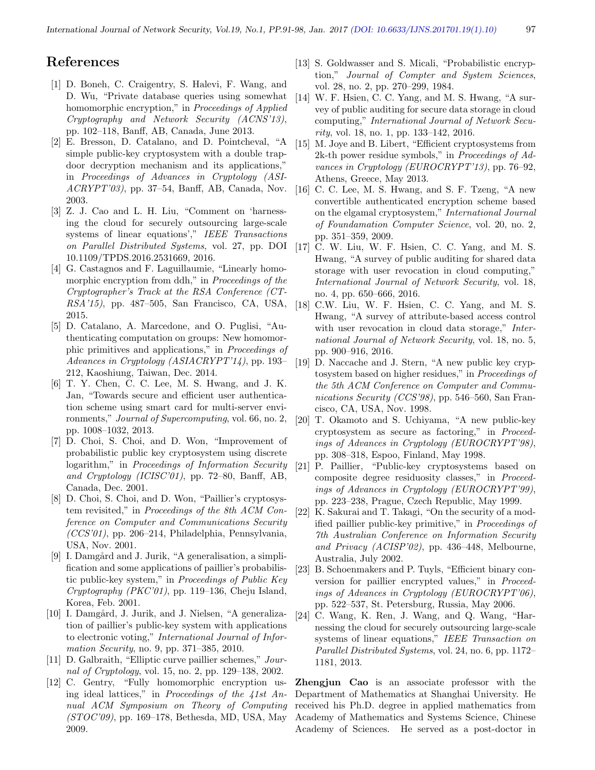## References

[1] D. Boneh, C. Craigentry, S. Halevi, F. Wang, and D. Wu, "Private database queries using somewhat homomorphic encryption," in *Proceedings of Applied Cryptography and Network Security (ACNS'13)*, pp. 102–118, Banff, AB, Canada, June 2013.

[2] E. Bresson, D. Catalano, and D. Pointcheval, "A simple public-key cryptosystem with a double trapdoor decryption mechanism and its applications," in *Proceedings of Advances in Cryptology (ASIACRYPT'03)*, pp. 37–54, Banff, AB, Canada, Nov. 2003.

[3] Z. J. Cao and L. H. Liu, "Comment on 'harnessing the cloud for securely outsourcing large-scale systems of linear equations'," *IEEE Transactions on Parallel Distributed Systems*, vol. 27, pp. DOI 10.1109/TPDS.2016.2531669, 2016.

[4] G. Castagnos and F. Laguillaumie, "Linearly homomorphic encryption from ddh," in *Proceedings of the Cryptographer's Track at the RSA Conference (CT-RSA'15)*, pp. 487–505, San Francisco, CA, USA, 2015.

[5] D. Catalano, A. Marcedone, and O. Puglisi, "Authenticating computation on groups: New homomorphic primitives and applications," in *Proceedings of Advances in Cryptology (ASIACRYPT'14)*, pp. 193–212, Kaoshiung, Taiwan, Dec. 2014.

[6] T. Y. Chen, C. C. Lee, M. S. Hwang, and J. K. Jan, "Towards secure and efficient user authentication scheme using smart card for multi-server environments," *Journal of Supercomputing*, vol. 66, no. 2, pp. 1008–1032, 2013.

[7] D. Choi, S. Choi, and D. Won, "Improvement of probabilistic public key cryptosystem using discrete logarithm," in *Proceedings of Information Security and Cryptology (ICISC'01)*, pp. 72–80, Banff, AB, Canada, Dec. 2001.

[8] D. Choi, S. Choi, and D. Won, "Paillier's cryptosystem revisited," in *Proceedings of the 8th ACM Conference on Computer and Communications Security (CCS'01)*, pp. 206–214, Philadelphia, Pennsylvania, USA, Nov. 2001.

[9] I. Damgård and J. Jurik, "A generalisation, a simplification and some applications of paillier's probabilistic public-key system," in *Proceedings of Public Key Cryptography (PKC'01)*, pp. 119–136, Cheju Island, Korea, Feb. 2001.

[10] I. Damgård, J. Jurik, and J. Nielsen, "A generalization of paillier's public-key system with applications to electronic voting," *International Journal of Information Security*, no. 9, pp. 371–385, 2010.

[11] D. Galbraith, "Elliptic curve paillier schemes," *Journal of Cryptology*, vol. 15, no. 2, pp. 129–138, 2002.

[12] C. Gentry, "Fully homomorphic encryption using ideal lattices," in *Proceedings of the 41st Annual ACM Symposium on Theory of Computing (STOC'09)*, pp. 169–178, Bethesda, MD, USA, May 2009.

[13] S. Goldwasser and S. Micali, "Probabilistic encryption," *Journal of Compter and System Sciences*, vol. 28, no. 2, pp. 270–299, 1984.

[14] W. F. Hsien, C. C. Yang, and M. S. Hwang, "A survey of public auditing for secure data storage in cloud computing," *International Journal of Network Security*, vol. 18, no. 1, pp. 133–142, 2016.

[15] M. Joye and B. Libert, "Efficient cryptosystems from 2k-th power residue symbols," in *Proceedings of Advances in Cryptology (EUROCRYPT'13)*, pp. 76–92, Athens, Greece, May 2013.

[16] C. C. Lee, M. S. Hwang, and S. F. Tzeng, "A new convertible authenticated encryption scheme based on the elgamal cryptosystem," *International Journal of Foundamation Computer Science*, vol. 20, no. 2, pp. 351–359, 2009.

[17] C. W. Liu, W. F. Hsien, C. C. Yang, and M. S. Hwang, "A survey of public auditing for shared data storage with user revocation in cloud computing," *International Journal of Network Security*, vol. 18, no. 4, pp. 650–666, 2016.

[18] C.W. Liu, W. F. Hsien, C. C. Yang, and M. S. Hwang, "A survey of attribute-based access control with user revocation in cloud data storage," *International Journal of Network Security*, vol. 18, no. 5, pp. 900–916, 2016.

[19] D. Naccache and J. Stern, "A new public key cryptosystem based on higher residues," in *Proceedings of the 5th ACM Conference on Computer and Communications Security (CCS'98)*, pp. 546–560, San Francisco, CA, USA, Nov. 1998.

[20] T. Okamoto and S. Uchiyama, "A new public-key cryptosystem as secure as factoring," in *Proceedings of Advances in Cryptology (EUROCRYPT'98)*, pp. 308–318, Espoo, Finland, May 1998.

[21] P. Paillier, "Public-key cryptosystems based on composite degree residuosity classes," in *Proceedings of Advances in Cryptology (EUROCRYPT'99)*, pp. 223–238, Prague, Czech Republic, May 1999.

[22] K. Sakurai and T. Takagi, "On the security of a modified paillier public-key primitive," in *Proceedings of 7th Australian Conference on Information Security and Privacy (ACISP'02)*, pp. 436–448, Melbourne, Australia, July 2002.

[23] B. Schoenmakers and P. Tuyls, "Efficient binary conversion for paillier encrypted values," in *Proceedings of Advances in Cryptology (EUROCRYPT'06)*, pp. 522–537, St. Petersburg, Russia, May 2006.

[24] C. Wang, K. Ren, J. Wang, and Q. Wang, "Harnessing the cloud for securely outsourcing large-scale systems of linear equations," *IEEE Transaction on Parallel Distributed Systems*, vol. 24, no. 6, pp. 1172–1181, 2013.

**Zhengjun Cao** is an associate professor with the Department of Mathematics at Shanghai University. He received his Ph.D. degree in applied mathematics from Academy of Mathematics and Systems Science, Chinese Academy of Sciences. He served as a post-doctor in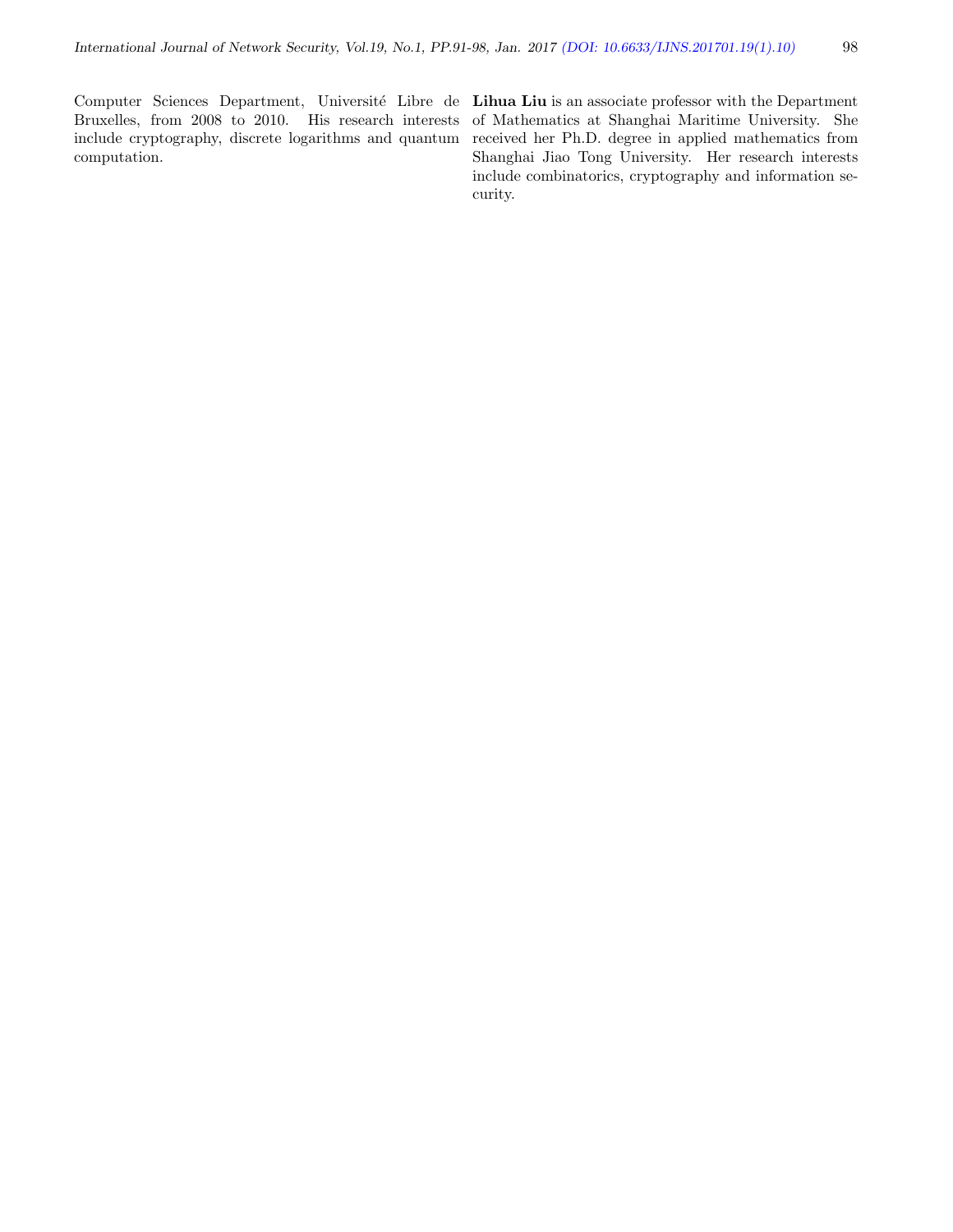Computer Sciences Department, Université Libre de Bruxelles, from 2008 to 2010. His research interests include cryptography, discrete logarithms and quantum computation.

**Lihua Liu** is an associate professor with the Department of Mathematics at Shanghai Maritime University. She received her Ph.D. degree in applied mathematics from Shanghai Jiao Tong University. Her research interests include combinatorics, cryptography and information security.